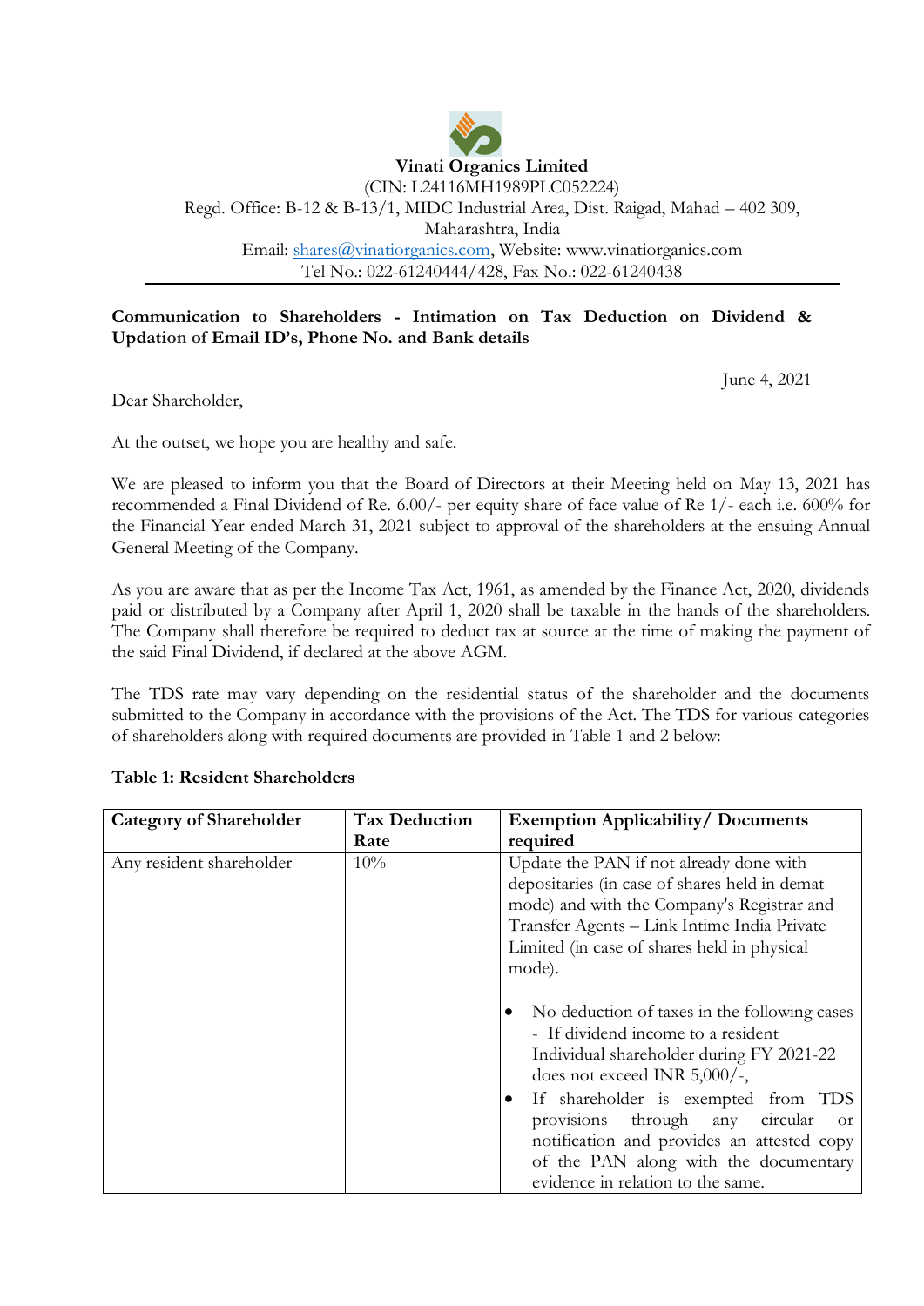**Vinati Organics Limited**

(CIN: L24116MH1989PLC052224)

Regd. Office: B-12 & B-13/1, MIDC Industrial Area, Dist. Raigad, Mahad – 402 309, Maharashtra, India

Email: shares@vinatiorganics.com, Website: www.vinatiorganics.com

Tel No.: 022-61240444/428, Fax No.: 022-61240438

---

**Communication to Shareholders - Intimation on Tax Deduction on Dividend & Updation of Email ID's, Phone No. and Bank details**

June 4, 2021

Dear Shareholder,

At the outset, we hope you are healthy and safe.

We are pleased to inform you that the Board of Directors at their Meeting held on May 13, 2021 has recommended a Final Dividend of Re. 6.00/- per equity share of face value of Re 1/- each i.e. 600% for the Financial Year ended March 31, 2021 subject to approval of the shareholders at the ensuing Annual General Meeting of the Company.

As you are aware that as per the Income Tax Act, 1961, as amended by the Finance Act, 2020, dividends paid or distributed by a Company after April 1, 2020 shall be taxable in the hands of the shareholders. The Company shall therefore be required to deduct tax at source at the time of making the payment of the said Final Dividend, if declared at the above AGM.

The TDS rate may vary depending on the residential status of the shareholder and the documents submitted to the Company in accordance with the provisions of the Act. The TDS for various categories of shareholders along with required documents are provided in Table 1 and 2 below:

**Table 1: Resident Shareholders**

| Category of Shareholder | Tax Deduction Rate | Exemption Applicability/ Documents required |
|---|---|---|
| Any resident shareholder | 10% | Update the PAN if not already done with depositaries (in case of shares held in demat mode) and with the Company's Registrar and Transfer Agents – Link Intime India Private Limited (in case of shares held in physical mode).<br><br>• No deduction of taxes in the following cases - If dividend income to a resident Individual shareholder during FY 2021-22 does not exceed INR 5,000/-,<br>• If shareholder is exempted from TDS provisions through any circular or notification and provides an attested copy of the PAN along with the documentary evidence in relation to the same. |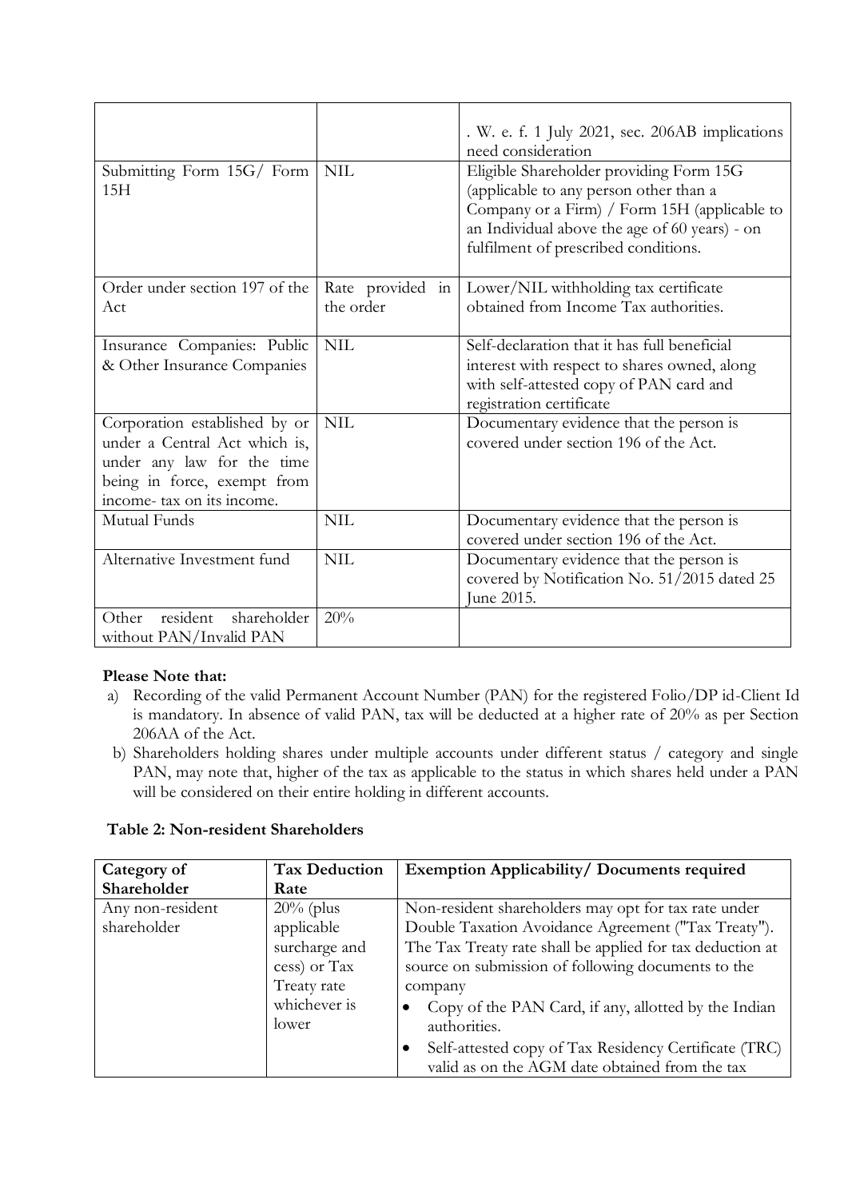|  |  | . W. e. f. 1 July 2021, sec. 206AB implications need consideration |
|---|---|---|
| Submitting Form 15G/ Form 15H | NIL | Eligible Shareholder providing Form 15G (applicable to any person other than a Company or a Firm) / Form 15H (applicable to an Individual above the age of 60 years) - on fulfilment of prescribed conditions. |
| Order under section 197 of the Act | Rate provided in the order | Lower/NIL withholding tax certificate obtained from Income Tax authorities. |
| Insurance Companies: Public & Other Insurance Companies | NIL | Self-declaration that it has full beneficial interest with respect to shares owned, along with self-attested copy of PAN card and registration certificate |
| Corporation established by or under a Central Act which is, under any law for the time being in force, exempt from income- tax on its income. | NIL | Documentary evidence that the person is covered under section 196 of the Act. |
| Mutual Funds | NIL | Documentary evidence that the person is covered under section 196 of the Act. |
| Alternative Investment fund | NIL | Documentary evidence that the person is covered by Notification No. 51/2015 dated 25 June 2015. |
| Other resident shareholder without PAN/Invalid PAN | 20% |  |

**Please Note that:**

a) Recording of the valid Permanent Account Number (PAN) for the registered Folio/DP id-Client Id is mandatory. In absence of valid PAN, tax will be deducted at a higher rate of 20% as per Section 206AA of the Act.

b) Shareholders holding shares under multiple accounts under different status / category and single PAN, may note that, higher of the tax as applicable to the status in which shares held under a PAN will be considered on their entire holding in different accounts.

**Table 2: Non-resident Shareholders**

| Category of Shareholder | Tax Deduction Rate | Exemption Applicability/ Documents required |
|---|---|---|
| Any non-resident shareholder | 20% (plus applicable surcharge and cess) or Tax Treaty rate whichever is lower | Non-resident shareholders may opt for tax rate under Double Taxation Avoidance Agreement ("Tax Treaty"). The Tax Treaty rate shall be applied for tax deduction at source on submission of following documents to the company<br>• Copy of the PAN Card, if any, allotted by the Indian authorities.<br>• Self-attested copy of Tax Residency Certificate (TRC) valid as on the AGM date obtained from the tax |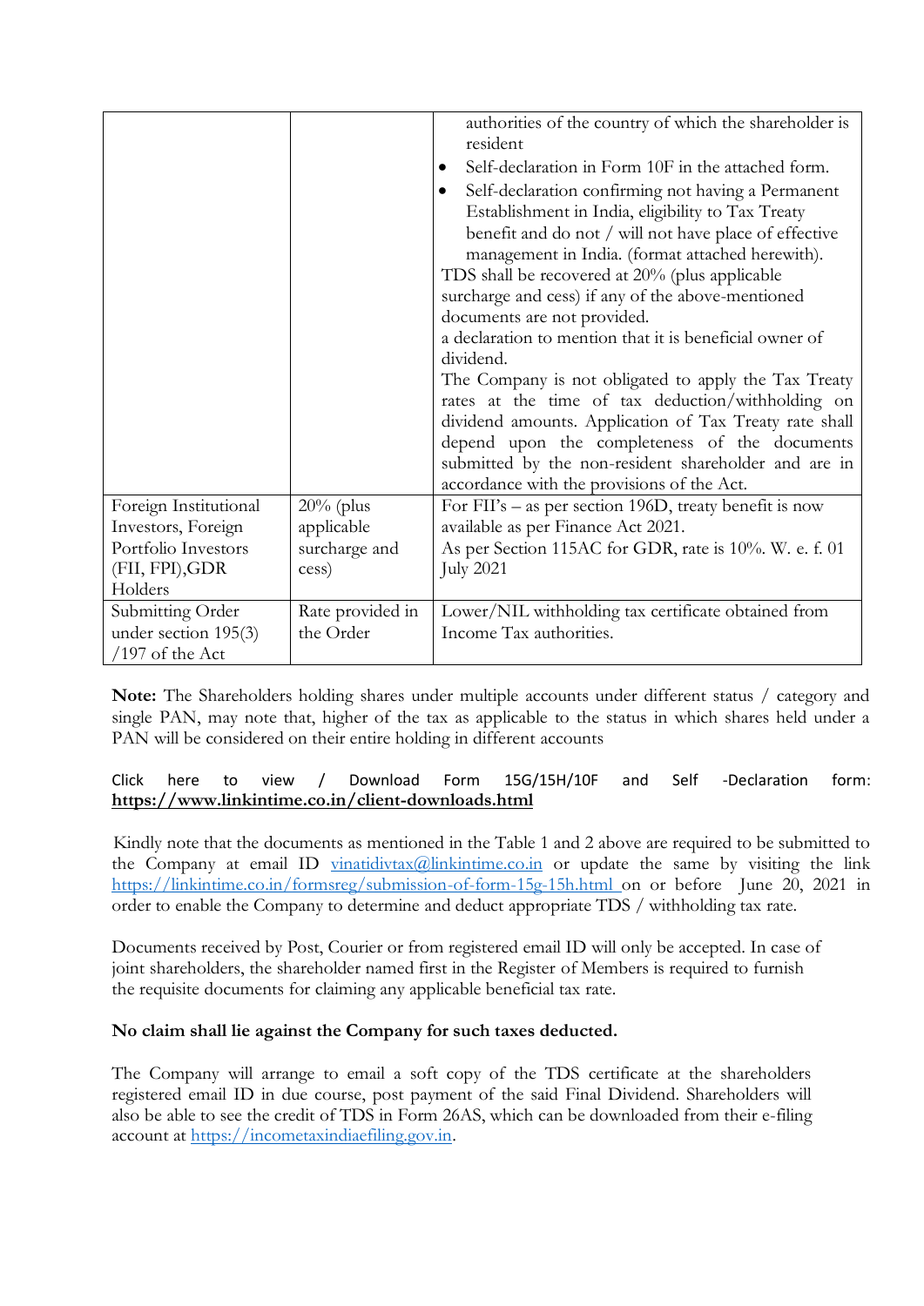| | | |
|---|---|---|
| | | authorities of the country of which the shareholder is resident<br>• Self-declaration in Form 10F in the attached form.<br>• Self-declaration confirming not having a Permanent Establishment in India, eligibility to Tax Treaty benefit and do not / will not have place of effective management in India. (format attached herewith).<br>TDS shall be recovered at 20% (plus applicable surcharge and cess) if any of the above-mentioned documents are not provided.<br>a declaration to mention that it is beneficial owner of dividend.<br>The Company is not obligated to apply the Tax Treaty rates at the time of tax deduction/withholding on dividend amounts. Application of Tax Treaty rate shall depend upon the completeness of the documents submitted by the non-resident shareholder and are in accordance with the provisions of the Act. |
| Foreign Institutional Investors, Foreign Portfolio Investors (FII, FPI),GDR Holders | 20% (plus applicable surcharge and cess) | For FII's – as per section 196D, treaty benefit is now available as per Finance Act 2021.<br>As per Section 115AC for GDR, rate is 10%. W. e. f. 01 July 2021 |
| Submitting Order under section 195(3) /197 of the Act | Rate provided in the Order | Lower/NIL withholding tax certificate obtained from Income Tax authorities. |

**Note:** The Shareholders holding shares under multiple accounts under different status / category and single PAN, may note that, higher of the tax as applicable to the status in which shares held under a PAN will be considered on their entire holding in different accounts

Click here to view / Download Form 15G/15H/10F and Self -Declaration form: **https://www.linkintime.co.in/client-downloads.html**

Kindly note that the documents as mentioned in the Table 1 and 2 above are required to be submitted to the Company at email ID vinatidivtax@linkintime.co.in or update the same by visiting the link https://linkintime.co.in/formsreg/submission-of-form-15g-15h.html on or before June 20, 2021 in order to enable the Company to determine and deduct appropriate TDS / withholding tax rate.

Documents received by Post, Courier or from registered email ID will only be accepted. In case of joint shareholders, the shareholder named first in the Register of Members is required to furnish the requisite documents for claiming any applicable beneficial tax rate.

**No claim shall lie against the Company for such taxes deducted.**

The Company will arrange to email a soft copy of the TDS certificate at the shareholders registered email ID in due course, post payment of the said Final Dividend. Shareholders will also be able to see the credit of TDS in Form 26AS, which can be downloaded from their e-filing account at https://incometaxindiaefiling.gov.in.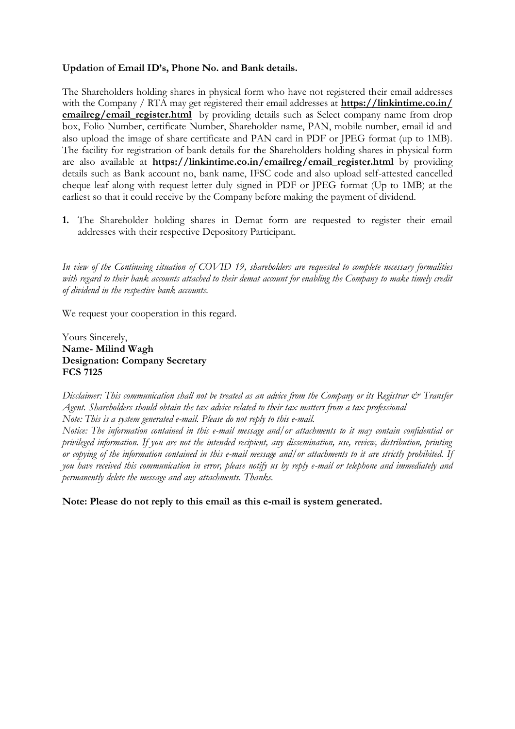**Updation of Email ID's, Phone No. and Bank details.**

The Shareholders holding shares in physical form who have not registered their email addresses with the Company / RTA may get registered their email addresses at **https://linkintime.co.in/emailreg/email_register.html** by providing details such as Select company name from drop box, Folio Number, certificate Number, Shareholder name, PAN, mobile number, email id and also upload the image of share certificate and PAN card in PDF or JPEG format (up to 1MB). The facility for registration of bank details for the Shareholders holding shares in physical form are also available at **https://linkintime.co.in/emailreg/email_register.html** by providing details such as Bank account no, bank name, IFSC code and also upload self-attested cancelled cheque leaf along with request letter duly signed in PDF or JPEG format (Up to 1MB) at the earliest so that it could receive by the Company before making the payment of dividend.

1. The Shareholder holding shares in Demat form are requested to register their email addresses with their respective Depository Participant.

*In view of the Continuing situation of COVID 19, shareholders are requested to complete necessary formalities with regard to their bank accounts attached to their demat account for enabling the Company to make timely credit of dividend in the respective bank accounts.*

We request your cooperation in this regard.

Yours Sincerely,
**Name- Milind Wagh**
**Designation: Company Secretary**
**FCS 7125**

*Disclaimer: This communication shall not be treated as an advice from the Company or its Registrar & Transfer Agent. Shareholders should obtain the tax advice related to their tax matters from a tax professional*
*Note: This is a system generated e-mail. Please do not reply to this e-mail.*
*Notice: The information contained in this e-mail message and/or attachments to it may contain confidential or privileged information. If you are not the intended recipient, any dissemination, use, review, distribution, printing or copying of the information contained in this e-mail message and/or attachments to it are strictly prohibited. If you have received this communication in error, please notify us by reply e-mail or telephone and immediately and permanently delete the message and any attachments. Thanks.*

**Note: Please do not reply to this email as this e-mail is system generated.**